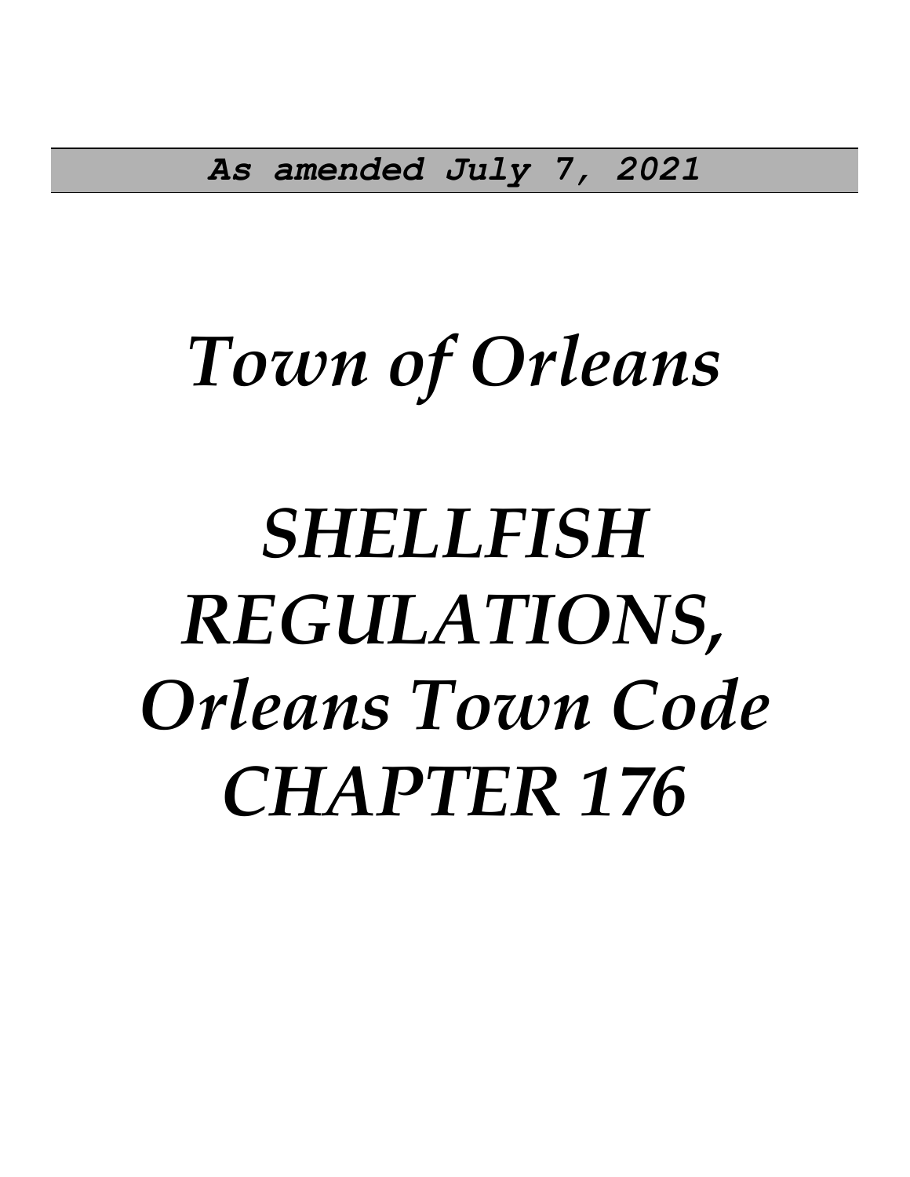***As amended July 7, 2021***

# *Town of Orleans*

# *SHELLFISH REGULATIONS, Orleans Town Code CHAPTER 176*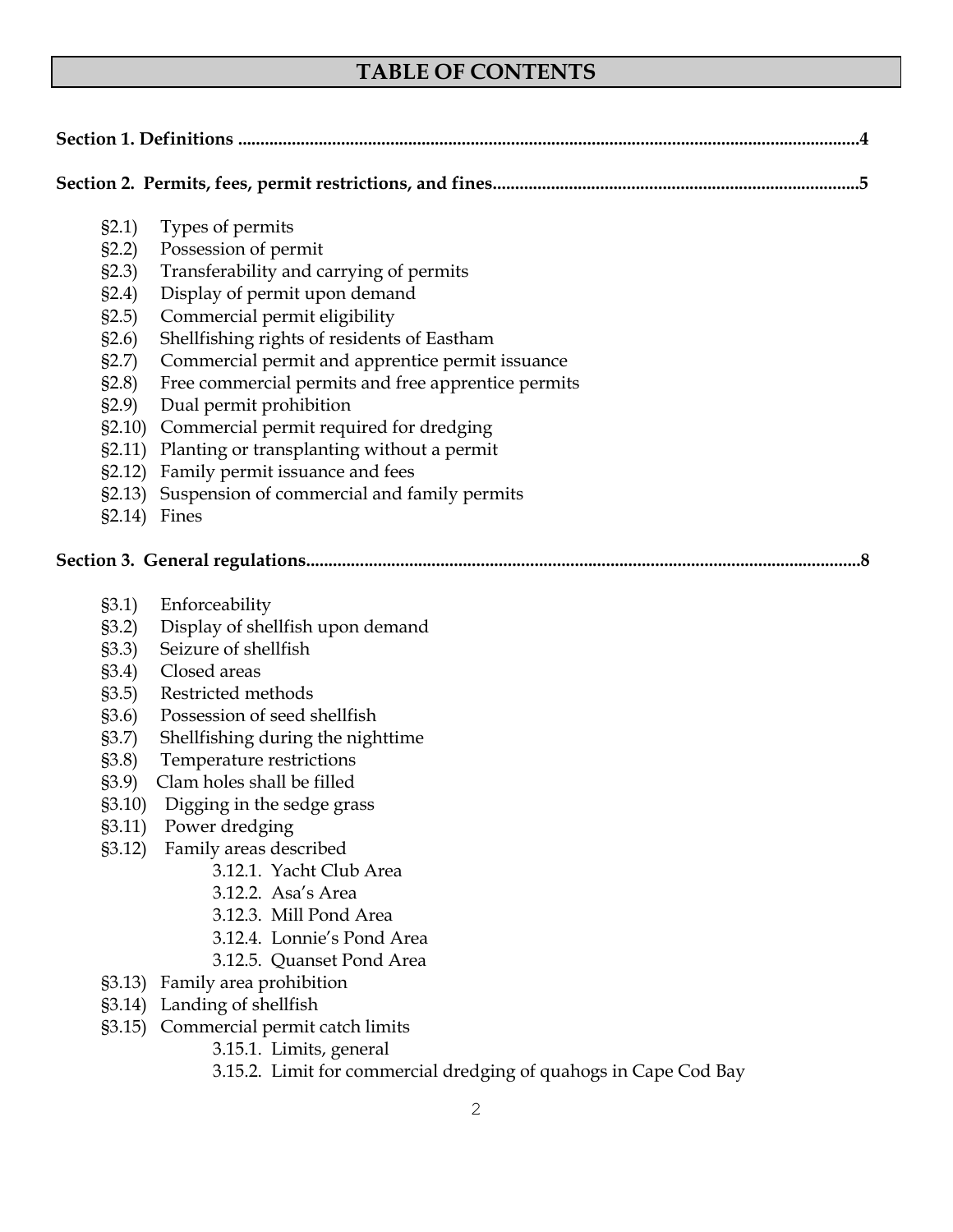# TABLE OF CONTENTS

**Section 1. Definitions ........................................................................................................................................4**

**Section 2. Permits, fees, permit restrictions, and fines................................................................................5**

- §2.1) Types of permits
- §2.2) Possession of permit
- §2.3) Transferability and carrying of permits
- §2.4) Display of permit upon demand
- §2.5) Commercial permit eligibility
- §2.6) Shellfishing rights of residents of Eastham
- §2.7) Commercial permit and apprentice permit issuance
- §2.8) Free commercial permits and free apprentice permits
- §2.9) Dual permit prohibition
- §2.10) Commercial permit required for dredging
- §2.11) Planting or transplanting without a permit
- §2.12) Family permit issuance and fees
- §2.13) Suspension of commercial and family permits
- §2.14) Fines

**Section 3. General regulations..........................................................................................................................8**

- §3.1) Enforceability
- §3.2) Display of shellfish upon demand
- §3.3) Seizure of shellfish
- §3.4) Closed areas
- §3.5) Restricted methods
- §3.6) Possession of seed shellfish
- §3.7) Shellfishing during the nighttime
- §3.8) Temperature restrictions
- §3.9) Clam holes shall be filled
- §3.10) Digging in the sedge grass
- §3.11) Power dredging
- §3.12) Family areas described
  - 3.12.1. Yacht Club Area
  - 3.12.2. Asa's Area
  - 3.12.3. Mill Pond Area
  - 3.12.4. Lonnie's Pond Area
  - 3.12.5. Quanset Pond Area
- §3.13) Family area prohibition
- §3.14) Landing of shellfish
- §3.15) Commercial permit catch limits
  - 3.15.1. Limits, general
  - 3.15.2. Limit for commercial dredging of quahogs in Cape Cod Bay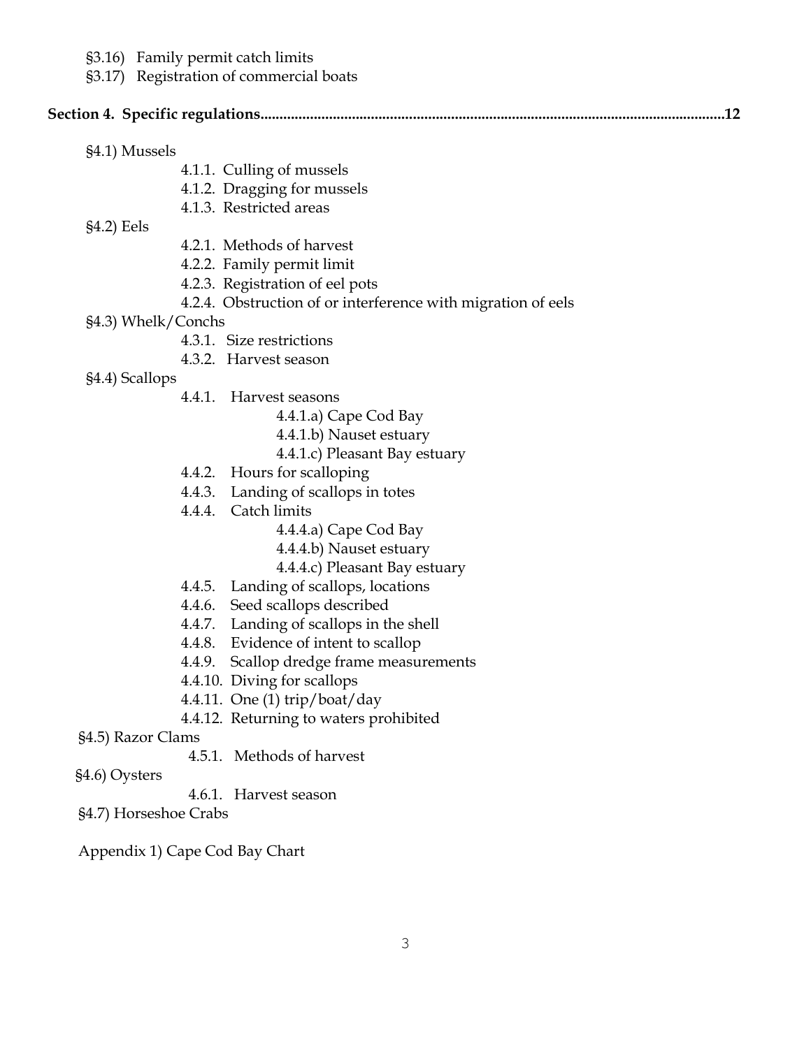§3.16) Family permit catch limits
§3.17) Registration of commercial boats

**Section 4. Specific regulations..........................................................................................................................12**

§4.1) Mussels
- 4.1.1. Culling of mussels
- 4.1.2. Dragging for mussels
- 4.1.3. Restricted areas

§4.2) Eels
- 4.2.1. Methods of harvest
- 4.2.2. Family permit limit
- 4.2.3. Registration of eel pots
- 4.2.4. Obstruction of or interference with migration of eels

§4.3) Whelk/Conchs
- 4.3.1. Size restrictions
- 4.3.2. Harvest season

§4.4) Scallops
- 4.4.1. Harvest seasons
  - 4.4.1.a) Cape Cod Bay
  - 4.4.1.b) Nauset estuary
  - 4.4.1.c) Pleasant Bay estuary
- 4.4.2. Hours for scalloping
- 4.4.3. Landing of scallops in totes
- 4.4.4. Catch limits
  - 4.4.4.a) Cape Cod Bay
  - 4.4.4.b) Nauset estuary
  - 4.4.4.c) Pleasant Bay estuary
- 4.4.5. Landing of scallops, locations
- 4.4.6. Seed scallops described
- 4.4.7. Landing of scallops in the shell
- 4.4.8. Evidence of intent to scallop
- 4.4.9. Scallop dredge frame measurements
- 4.4.10. Diving for scallops
- 4.4.11. One (1) trip/boat/day
- 4.4.12. Returning to waters prohibited

§4.5) Razor Clams
- 4.5.1. Methods of harvest

§4.6) Oysters
- 4.6.1. Harvest season

§4.7) Horseshoe Crabs

Appendix 1) Cape Cod Bay Chart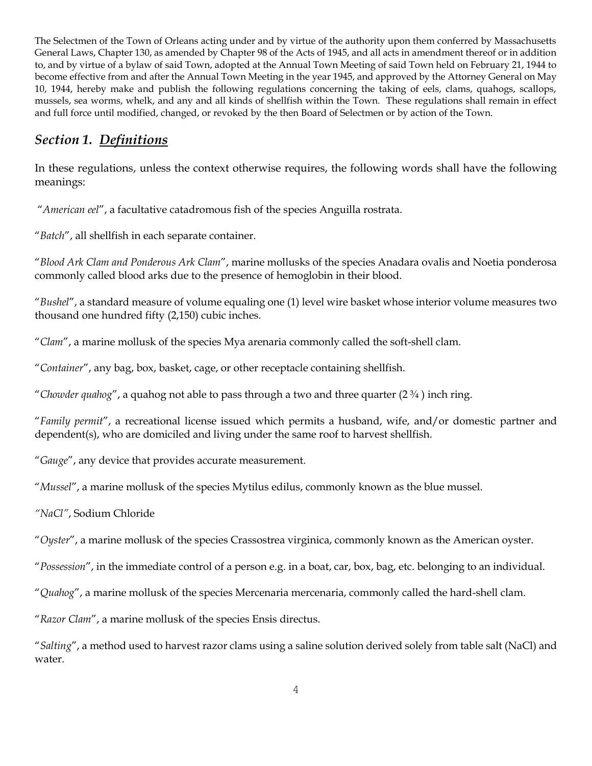The Selectmen of the Town of Orleans acting under and by virtue of the authority upon them conferred by Massachusetts General Laws, Chapter 130, as amended by Chapter 98 of the Acts of 1945, and all acts in amendment thereof or in addition to, and by virtue of a bylaw of said Town, adopted at the Annual Town Meeting of said Town held on February 21, 1944 to become effective from and after the Annual Town Meeting in the year 1945, and approved by the Attorney General on May 10, 1944, hereby make and publish the following regulations concerning the taking of eels, clams, quahogs, scallops, mussels, sea worms, whelk, and any and all kinds of shellfish within the Town. These regulations shall remain in effect and full force until modified, changed, or revoked by the then Board of Selectmen or by action of the Town.

## *Section 1. Definitions*

In these regulations, unless the context otherwise requires, the following words shall have the following meanings:

"*American eel*", a facultative catadromous fish of the species Anguilla rostrata.

"*Batch*", all shellfish in each separate container.

"*Blood Ark Clam and Ponderous Ark Clam*", marine mollusks of the species Anadara ovalis and Noetia ponderosa commonly called blood arks due to the presence of hemoglobin in their blood.

"*Bushel*", a standard measure of volume equaling one (1) level wire basket whose interior volume measures two thousand one hundred fifty (2,150) cubic inches.

"*Clam*", a marine mollusk of the species Mya arenaria commonly called the soft-shell clam.

"*Container*", any bag, box, basket, cage, or other receptacle containing shellfish.

"*Chowder quahog*", a quahog not able to pass through a two and three quarter (2 ¾ ) inch ring.

"*Family permit*", a recreational license issued which permits a husband, wife, and/or domestic partner and dependent(s), who are domiciled and living under the same roof to harvest shellfish.

"*Gauge*", any device that provides accurate measurement.

"*Mussel*", a marine mollusk of the species Mytilus edilus, commonly known as the blue mussel.

*"NaCl"*, Sodium Chloride

"*Oyster*", a marine mollusk of the species Crassostrea virginica, commonly known as the American oyster.

"*Possession*", in the immediate control of a person e.g. in a boat, car, box, bag, etc. belonging to an individual.

"*Quahog*", a marine mollusk of the species Mercenaria mercenaria, commonly called the hard-shell clam.

"*Razor Clam*", a marine mollusk of the species Ensis directus.

"*Salting*", a method used to harvest razor clams using a saline solution derived solely from table salt (NaCl) and water.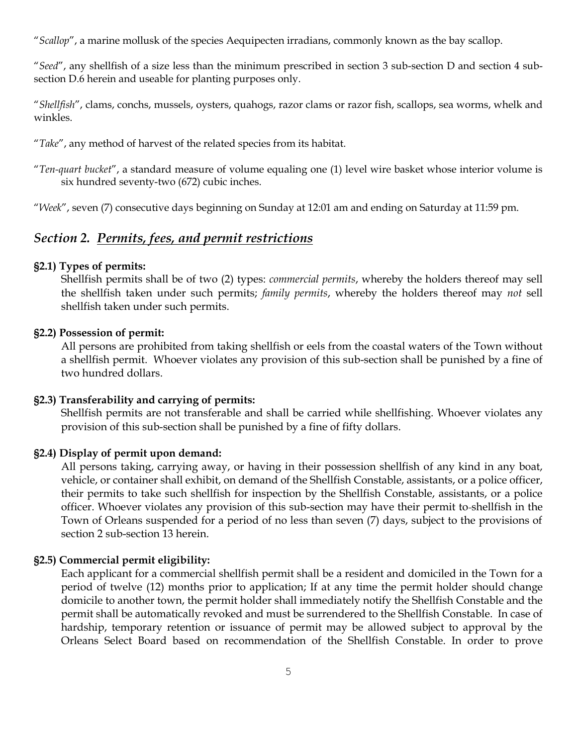"*Scallop*", a marine mollusk of the species Aequipecten irradians, commonly known as the bay scallop.

"*Seed*", any shellfish of a size less than the minimum prescribed in section 3 sub-section D and section 4 sub-section D.6 herein and useable for planting purposes only.

"*Shellfish*", clams, conchs, mussels, oysters, quahogs, razor clams or razor fish, scallops, sea worms, whelk and winkles.

"*Take*", any method of harvest of the related species from its habitat.

"*Ten-quart bucket*", a standard measure of volume equaling one (1) level wire basket whose interior volume is six hundred seventy-two (672) cubic inches.

"*Week*", seven (7) consecutive days beginning on Sunday at 12:01 am and ending on Saturday at 11:59 pm.

## *Section 2. Permits, fees, and permit restrictions*

**§2.1) Types of permits:**

Shellfish permits shall be of two (2) types: *commercial permits*, whereby the holders thereof may sell the shellfish taken under such permits; *family permits*, whereby the holders thereof may *not* sell shellfish taken under such permits.

**§2.2) Possession of permit:**

All persons are prohibited from taking shellfish or eels from the coastal waters of the Town without a shellfish permit. Whoever violates any provision of this sub-section shall be punished by a fine of two hundred dollars.

**§2.3) Transferability and carrying of permits:**

Shellfish permits are not transferable and shall be carried while shellfishing. Whoever violates any provision of this sub-section shall be punished by a fine of fifty dollars.

**§2.4) Display of permit upon demand:**

All persons taking, carrying away, or having in their possession shellfish of any kind in any boat, vehicle, or container shall exhibit, on demand of the Shellfish Constable, assistants, or a police officer, their permits to take such shellfish for inspection by the Shellfish Constable, assistants, or a police officer. Whoever violates any provision of this sub-section may have their permit to-shellfish in the Town of Orleans suspended for a period of no less than seven (7) days, subject to the provisions of section 2 sub-section 13 herein.

**§2.5) Commercial permit eligibility:**

Each applicant for a commercial shellfish permit shall be a resident and domiciled in the Town for a period of twelve (12) months prior to application; If at any time the permit holder should change domicile to another town, the permit holder shall immediately notify the Shellfish Constable and the permit shall be automatically revoked and must be surrendered to the Shellfish Constable. In case of hardship, temporary retention or issuance of permit may be allowed subject to approval by the Orleans Select Board based on recommendation of the Shellfish Constable. In order to prove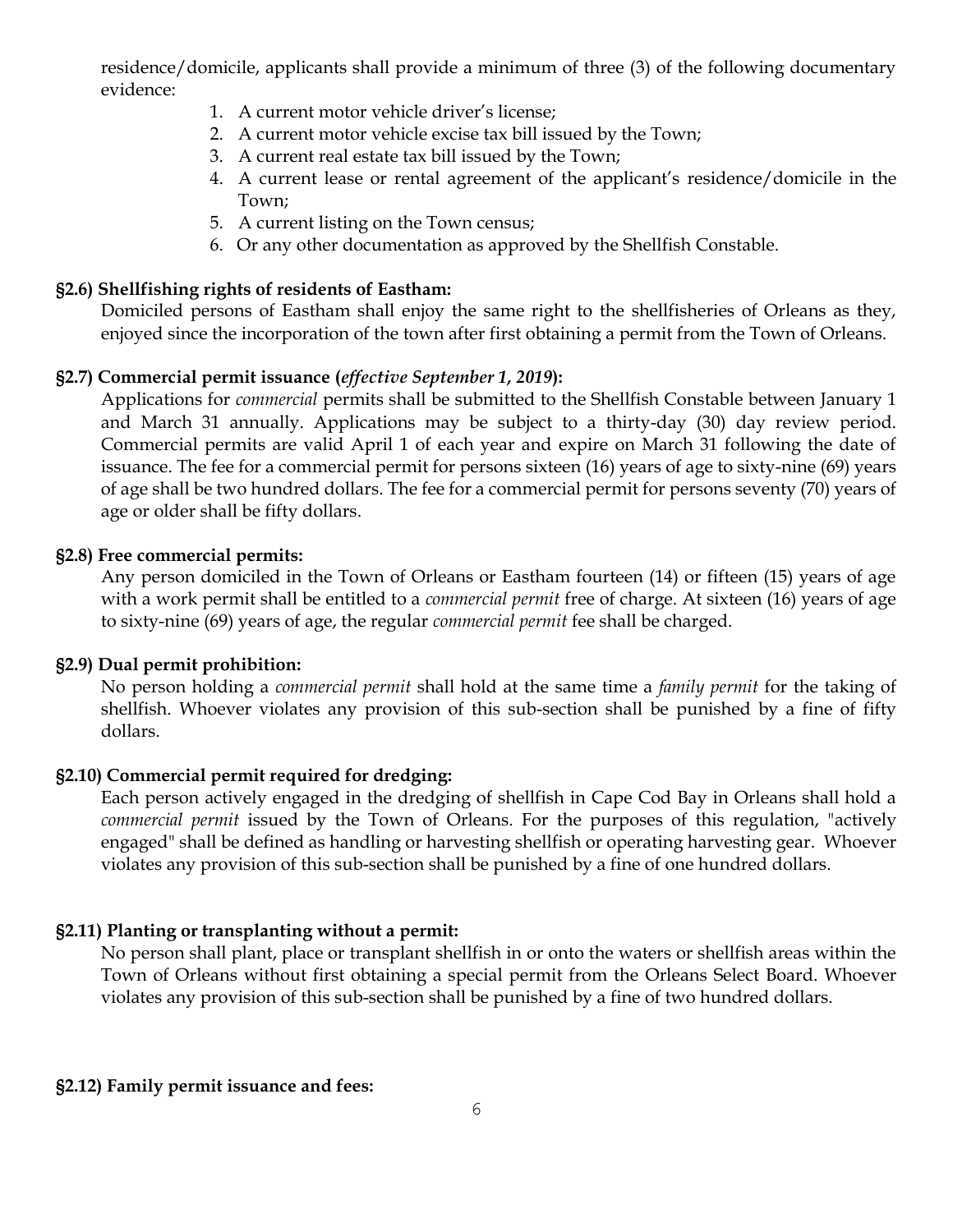residence/domicile, applicants shall provide a minimum of three (3) of the following documentary evidence:

1. A current motor vehicle driver's license;
2. A current motor vehicle excise tax bill issued by the Town;
3. A current real estate tax bill issued by the Town;
4. A current lease or rental agreement of the applicant's residence/domicile in the Town;
5. A current listing on the Town census;
6. Or any other documentation as approved by the Shellfish Constable.

**§2.6) Shellfishing rights of residents of Eastham:**

Domiciled persons of Eastham shall enjoy the same right to the shellfisheries of Orleans as they, enjoyed since the incorporation of the town after first obtaining a permit from the Town of Orleans.

**§2.7) Commercial permit issuance (*effective September 1, 2019*):**

Applications for *commercial* permits shall be submitted to the Shellfish Constable between January 1 and March 31 annually. Applications may be subject to a thirty-day (30) day review period. Commercial permits are valid April 1 of each year and expire on March 31 following the date of issuance. The fee for a commercial permit for persons sixteen (16) years of age to sixty-nine (69) years of age shall be two hundred dollars. The fee for a commercial permit for persons seventy (70) years of age or older shall be fifty dollars.

**§2.8) Free commercial permits:**

Any person domiciled in the Town of Orleans or Eastham fourteen (14) or fifteen (15) years of age with a work permit shall be entitled to a *commercial permit* free of charge. At sixteen (16) years of age to sixty-nine (69) years of age, the regular *commercial permit* fee shall be charged.

**§2.9) Dual permit prohibition:**

No person holding a *commercial permit* shall hold at the same time a *family permit* for the taking of shellfish. Whoever violates any provision of this sub-section shall be punished by a fine of fifty dollars.

**§2.10) Commercial permit required for dredging:**

Each person actively engaged in the dredging of shellfish in Cape Cod Bay in Orleans shall hold a *commercial permit* issued by the Town of Orleans. For the purposes of this regulation, "actively engaged" shall be defined as handling or harvesting shellfish or operating harvesting gear. Whoever violates any provision of this sub-section shall be punished by a fine of one hundred dollars.

**§2.11) Planting or transplanting without a permit:**

No person shall plant, place or transplant shellfish in or onto the waters or shellfish areas within the Town of Orleans without first obtaining a special permit from the Orleans Select Board. Whoever violates any provision of this sub-section shall be punished by a fine of two hundred dollars.

**§2.12) Family permit issuance and fees:**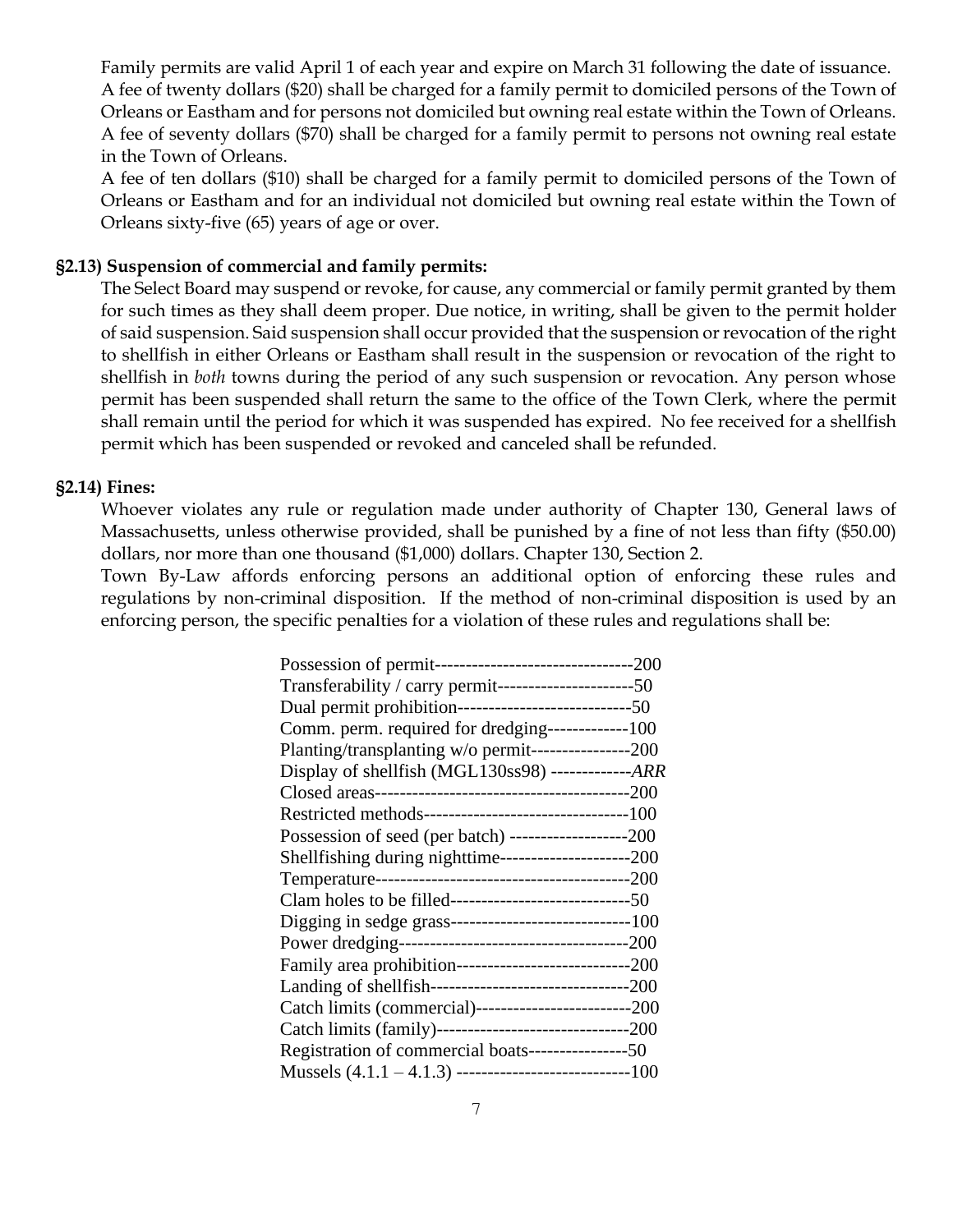Family permits are valid April 1 of each year and expire on March 31 following the date of issuance.
A fee of twenty dollars ($20) shall be charged for a family permit to domiciled persons of the Town of Orleans or Eastham and for persons not domiciled but owning real estate within the Town of Orleans.
A fee of seventy dollars ($70) shall be charged for a family permit to persons not owning real estate in the Town of Orleans.
A fee of ten dollars ($10) shall be charged for a family permit to domiciled persons of the Town of Orleans or Eastham and for an individual not domiciled but owning real estate within the Town of Orleans sixty-five (65) years of age or over.

**§2.13) Suspension of commercial and family permits:**

The Select Board may suspend or revoke, for cause, any commercial or family permit granted by them for such times as they shall deem proper. Due notice, in writing, shall be given to the permit holder of said suspension. Said suspension shall occur provided that the suspension or revocation of the right to shellfish in either Orleans or Eastham shall result in the suspension or revocation of the right to shellfish in *both* towns during the period of any such suspension or revocation. Any person whose permit has been suspended shall return the same to the office of the Town Clerk, where the permit shall remain until the period for which it was suspended has expired. No fee received for a shellfish permit which has been suspended or revoked and canceled shall be refunded.

**§2.14) Fines:**

Whoever violates any rule or regulation made under authority of Chapter 130, General laws of Massachusetts, unless otherwise provided, shall be punished by a fine of not less than fifty ($50.00) dollars, nor more than one thousand ($1,000) dollars. Chapter 130, Section 2.
Town By-Law affords enforcing persons an additional option of enforcing these rules and regulations by non-criminal disposition. If the method of non-criminal disposition is used by an enforcing person, the specific penalties for a violation of these rules and regulations shall be:

| Violation | Penalty |
|---|---|
| Possession of permit | 200 |
| Transferability / carry permit | 50 |
| Dual permit prohibition | 50 |
| Comm. perm. required for dredging | 100 |
| Planting/transplanting w/o permit | 200 |
| Display of shellfish (MGL130ss98) | *ARR* |
| Closed areas | 200 |
| Restricted methods | 100 |
| Possession of seed (per batch) | 200 |
| Shellfishing during nighttime | 200 |
| Temperature | 200 |
| Clam holes to be filled | 50 |
| Digging in sedge grass | 100 |
| Power dredging | 200 |
| Family area prohibition | 200 |
| Landing of shellfish | 200 |
| Catch limits (commercial) | 200 |
| Catch limits (family) | 200 |
| Registration of commercial boats | 50 |
| Mussels (4.1.1 – 4.1.3) | 100 |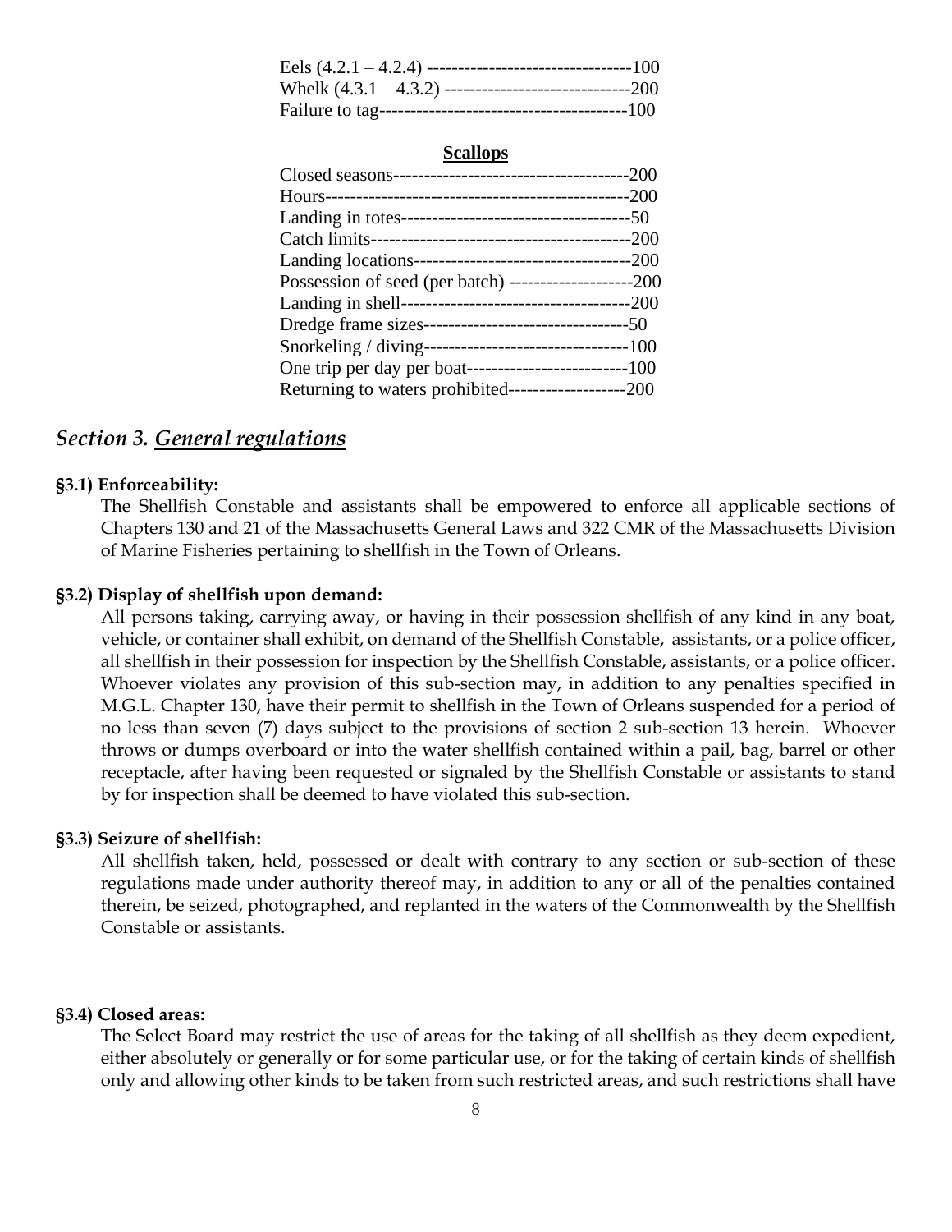Eels (4.2.1 – 4.2.4) ---------------------------------100
Whelk (4.3.1 – 4.3.2) ------------------------------200
Failure to tag----------------------------------------100

**Scallops**

Closed seasons--------------------------------------200
Hours-------------------------------------------------200
Landing in totes-------------------------------------50
Catch limits------------------------------------------200
Landing locations-----------------------------------200
Possession of seed (per batch) --------------------200
Landing in shell-------------------------------------200
Dredge frame sizes---------------------------------50
Snorkeling / diving---------------------------------100
One trip per day per boat--------------------------100
Returning to waters prohibited-------------------200

## *Section 3. General regulations*

**§3.1) Enforceability:**

The Shellfish Constable and assistants shall be empowered to enforce all applicable sections of Chapters 130 and 21 of the Massachusetts General Laws and 322 CMR of the Massachusetts Division of Marine Fisheries pertaining to shellfish in the Town of Orleans.

**§3.2) Display of shellfish upon demand:**

All persons taking, carrying away, or having in their possession shellfish of any kind in any boat, vehicle, or container shall exhibit, on demand of the Shellfish Constable, assistants, or a police officer, all shellfish in their possession for inspection by the Shellfish Constable, assistants, or a police officer. Whoever violates any provision of this sub-section may, in addition to any penalties specified in M.G.L. Chapter 130, have their permit to shellfish in the Town of Orleans suspended for a period of no less than seven (7) days subject to the provisions of section 2 sub-section 13 herein. Whoever throws or dumps overboard or into the water shellfish contained within a pail, bag, barrel or other receptacle, after having been requested or signaled by the Shellfish Constable or assistants to stand by for inspection shall be deemed to have violated this sub-section.

**§3.3) Seizure of shellfish:**

All shellfish taken, held, possessed or dealt with contrary to any section or sub-section of these regulations made under authority thereof may, in addition to any or all of the penalties contained therein, be seized, photographed, and replanted in the waters of the Commonwealth by the Shellfish Constable or assistants.

**§3.4) Closed areas:**

The Select Board may restrict the use of areas for the taking of all shellfish as they deem expedient, either absolutely or generally or for some particular use, or for the taking of certain kinds of shellfish only and allowing other kinds to be taken from such restricted areas, and such restrictions shall have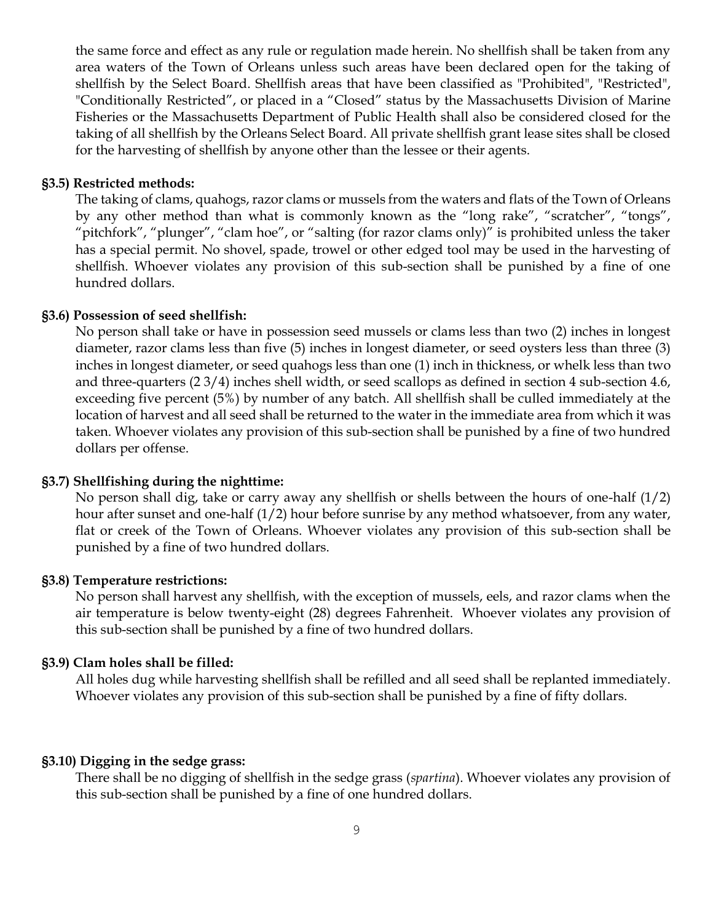the same force and effect as any rule or regulation made herein. No shellfish shall be taken from any area waters of the Town of Orleans unless such areas have been declared open for the taking of shellfish by the Select Board. Shellfish areas that have been classified as "Prohibited", "Restricted", "Conditionally Restricted", or placed in a "Closed" status by the Massachusetts Division of Marine Fisheries or the Massachusetts Department of Public Health shall also be considered closed for the taking of all shellfish by the Orleans Select Board. All private shellfish grant lease sites shall be closed for the harvesting of shellfish by anyone other than the lessee or their agents.

**§3.5) Restricted methods:**

The taking of clams, quahogs, razor clams or mussels from the waters and flats of the Town of Orleans by any other method than what is commonly known as the "long rake", "scratcher", "tongs", "pitchfork", "plunger", "clam hoe", or "salting (for razor clams only)" is prohibited unless the taker has a special permit. No shovel, spade, trowel or other edged tool may be used in the harvesting of shellfish. Whoever violates any provision of this sub-section shall be punished by a fine of one hundred dollars.

**§3.6) Possession of seed shellfish:**

No person shall take or have in possession seed mussels or clams less than two (2) inches in longest diameter, razor clams less than five (5) inches in longest diameter, or seed oysters less than three (3) inches in longest diameter, or seed quahogs less than one (1) inch in thickness, or whelk less than two and three-quarters (2 3/4) inches shell width, or seed scallops as defined in section 4 sub-section 4.6, exceeding five percent (5%) by number of any batch. All shellfish shall be culled immediately at the location of harvest and all seed shall be returned to the water in the immediate area from which it was taken. Whoever violates any provision of this sub-section shall be punished by a fine of two hundred dollars per offense.

**§3.7) Shellfishing during the nighttime:**

No person shall dig, take or carry away any shellfish or shells between the hours of one-half (1/2) hour after sunset and one-half (1/2) hour before sunrise by any method whatsoever, from any water, flat or creek of the Town of Orleans. Whoever violates any provision of this sub-section shall be punished by a fine of two hundred dollars.

**§3.8) Temperature restrictions:**

No person shall harvest any shellfish, with the exception of mussels, eels, and razor clams when the air temperature is below twenty-eight (28) degrees Fahrenheit. Whoever violates any provision of this sub-section shall be punished by a fine of two hundred dollars.

**§3.9) Clam holes shall be filled:**

All holes dug while harvesting shellfish shall be refilled and all seed shall be replanted immediately. Whoever violates any provision of this sub-section shall be punished by a fine of fifty dollars.

**§3.10) Digging in the sedge grass:**

There shall be no digging of shellfish in the sedge grass (*spartina*). Whoever violates any provision of this sub-section shall be punished by a fine of one hundred dollars.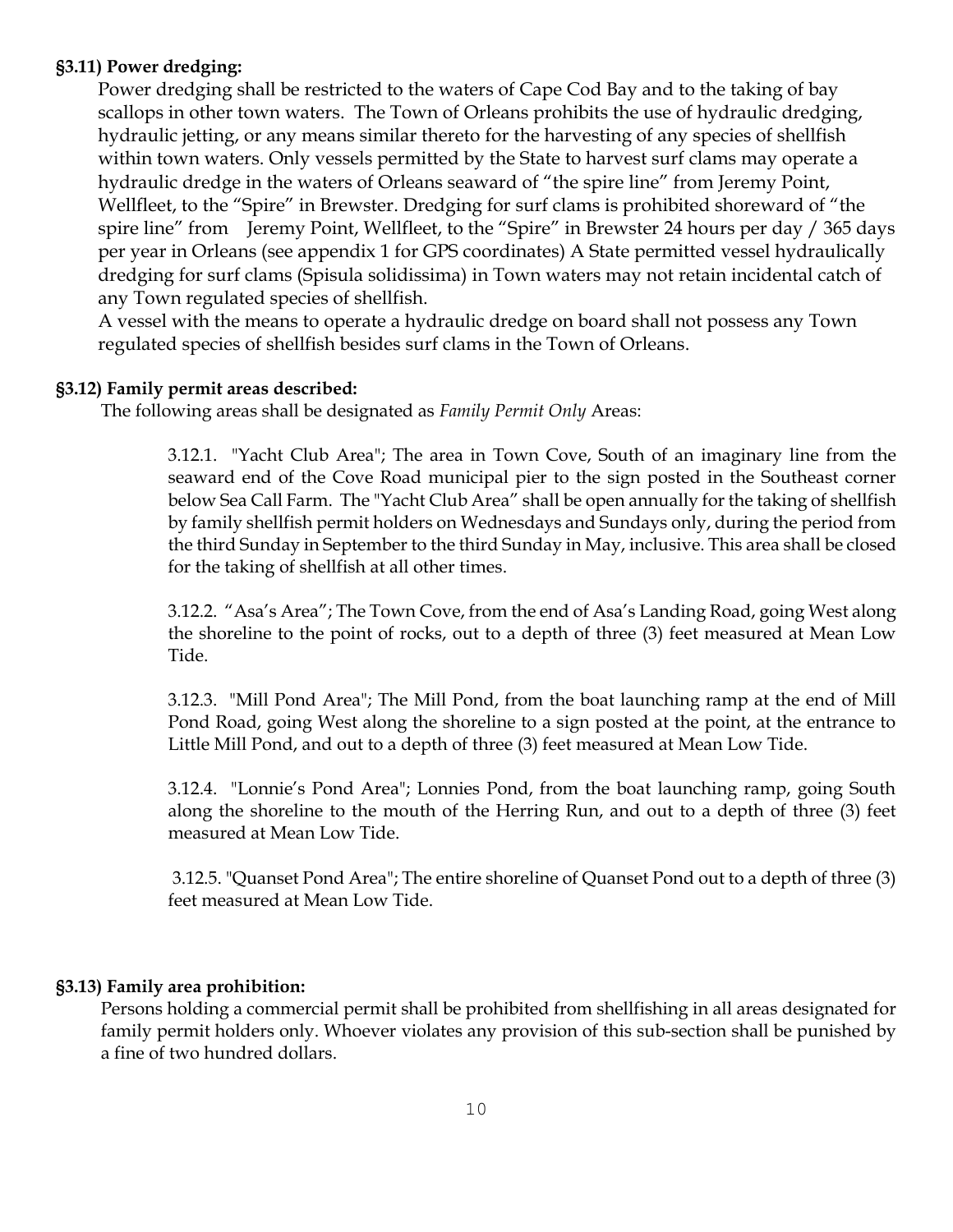**§3.11) Power dredging:**

Power dredging shall be restricted to the waters of Cape Cod Bay and to the taking of bay scallops in other town waters. The Town of Orleans prohibits the use of hydraulic dredging, hydraulic jetting, or any means similar thereto for the harvesting of any species of shellfish within town waters. Only vessels permitted by the State to harvest surf clams may operate a hydraulic dredge in the waters of Orleans seaward of "the spire line" from Jeremy Point, Wellfleet, to the "Spire" in Brewster. Dredging for surf clams is prohibited shoreward of "the spire line" from Jeremy Point, Wellfleet, to the "Spire" in Brewster 24 hours per day / 365 days per year in Orleans (see appendix 1 for GPS coordinates) A State permitted vessel hydraulically dredging for surf clams (Spisula solidissima) in Town waters may not retain incidental catch of any Town regulated species of shellfish.

A vessel with the means to operate a hydraulic dredge on board shall not possess any Town regulated species of shellfish besides surf clams in the Town of Orleans.

**§3.12) Family permit areas described:**

The following areas shall be designated as *Family Permit Only* Areas:

3.12.1. "Yacht Club Area"; The area in Town Cove, South of an imaginary line from the seaward end of the Cove Road municipal pier to the sign posted in the Southeast corner below Sea Call Farm. The "Yacht Club Area" shall be open annually for the taking of shellfish by family shellfish permit holders on Wednesdays and Sundays only, during the period from the third Sunday in September to the third Sunday in May, inclusive. This area shall be closed for the taking of shellfish at all other times.

3.12.2. "Asa's Area"; The Town Cove, from the end of Asa's Landing Road, going West along the shoreline to the point of rocks, out to a depth of three (3) feet measured at Mean Low Tide.

3.12.3. "Mill Pond Area"; The Mill Pond, from the boat launching ramp at the end of Mill Pond Road, going West along the shoreline to a sign posted at the point, at the entrance to Little Mill Pond, and out to a depth of three (3) feet measured at Mean Low Tide.

3.12.4. "Lonnie's Pond Area"; Lonnies Pond, from the boat launching ramp, going South along the shoreline to the mouth of the Herring Run, and out to a depth of three (3) feet measured at Mean Low Tide.

3.12.5. "Quanset Pond Area"; The entire shoreline of Quanset Pond out to a depth of three (3) feet measured at Mean Low Tide.

**§3.13) Family area prohibition:**

Persons holding a commercial permit shall be prohibited from shellfishing in all areas designated for family permit holders only. Whoever violates any provision of this sub-section shall be punished by a fine of two hundred dollars.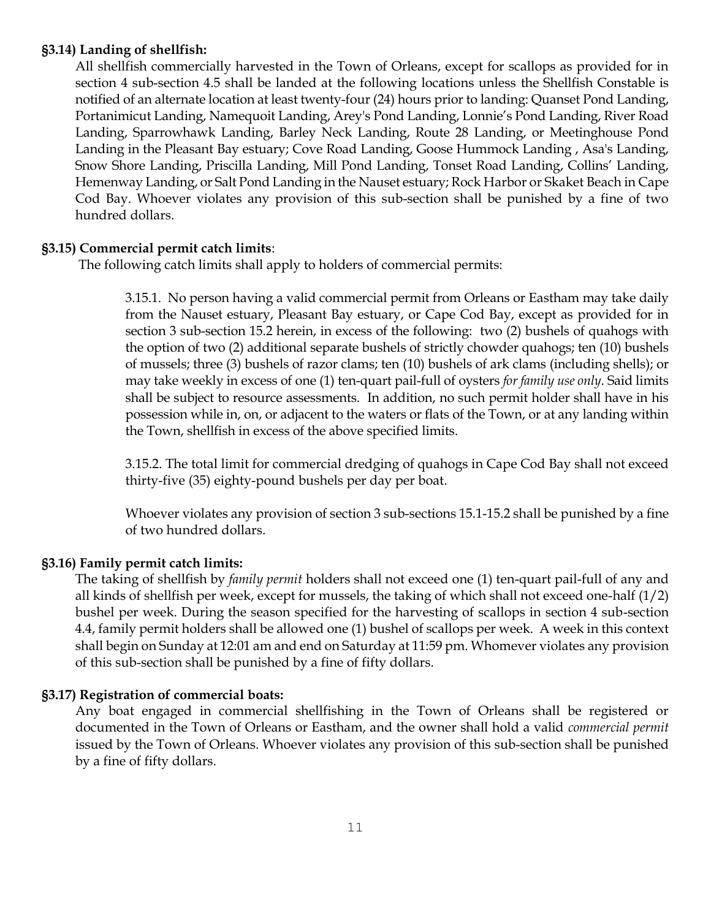**§3.14) Landing of shellfish:**

All shellfish commercially harvested in the Town of Orleans, except for scallops as provided for in section 4 sub-section 4.5 shall be landed at the following locations unless the Shellfish Constable is notified of an alternate location at least twenty-four (24) hours prior to landing: Quanset Pond Landing, Portanimicut Landing, Namequoit Landing, Arey's Pond Landing, Lonnie's Pond Landing, River Road Landing, Sparrowhawk Landing, Barley Neck Landing, Route 28 Landing, or Meetinghouse Pond Landing in the Pleasant Bay estuary; Cove Road Landing, Goose Hummock Landing , Asa's Landing, Snow Shore Landing, Priscilla Landing, Mill Pond Landing, Tonset Road Landing, Collins' Landing, Hemenway Landing, or Salt Pond Landing in the Nauset estuary; Rock Harbor or Skaket Beach in Cape Cod Bay. Whoever violates any provision of this sub-section shall be punished by a fine of two hundred dollars.

**§3.15) Commercial permit catch limits**:

The following catch limits shall apply to holders of commercial permits:

3.15.1. No person having a valid commercial permit from Orleans or Eastham may take daily from the Nauset estuary, Pleasant Bay estuary, or Cape Cod Bay, except as provided for in section 3 sub-section 15.2 herein, in excess of the following: two (2) bushels of quahogs with the option of two (2) additional separate bushels of strictly chowder quahogs; ten (10) bushels of mussels; three (3) bushels of razor clams; ten (10) bushels of ark clams (including shells); or may take weekly in excess of one (1) ten-quart pail-full of oysters *for family use only.* Said limits shall be subject to resource assessments. In addition, no such permit holder shall have in his possession while in, on, or adjacent to the waters or flats of the Town, or at any landing within the Town, shellfish in excess of the above specified limits.

3.15.2. The total limit for commercial dredging of quahogs in Cape Cod Bay shall not exceed thirty-five (35) eighty-pound bushels per day per boat.

Whoever violates any provision of section 3 sub-sections 15.1-15.2 shall be punished by a fine of two hundred dollars.

**§3.16) Family permit catch limits:**

The taking of shellfish by *family permit* holders shall not exceed one (1) ten-quart pail-full of any and all kinds of shellfish per week, except for mussels, the taking of which shall not exceed one-half (1/2) bushel per week. During the season specified for the harvesting of scallops in section 4 sub-section 4.4, family permit holders shall be allowed one (1) bushel of scallops per week. A week in this context shall begin on Sunday at 12:01 am and end on Saturday at 11:59 pm. Whomever violates any provision of this sub-section shall be punished by a fine of fifty dollars.

**§3.17) Registration of commercial boats:**

Any boat engaged in commercial shellfishing in the Town of Orleans shall be registered or documented in the Town of Orleans or Eastham, and the owner shall hold a valid *commercial permit* issued by the Town of Orleans. Whoever violates any provision of this sub-section shall be punished by a fine of fifty dollars.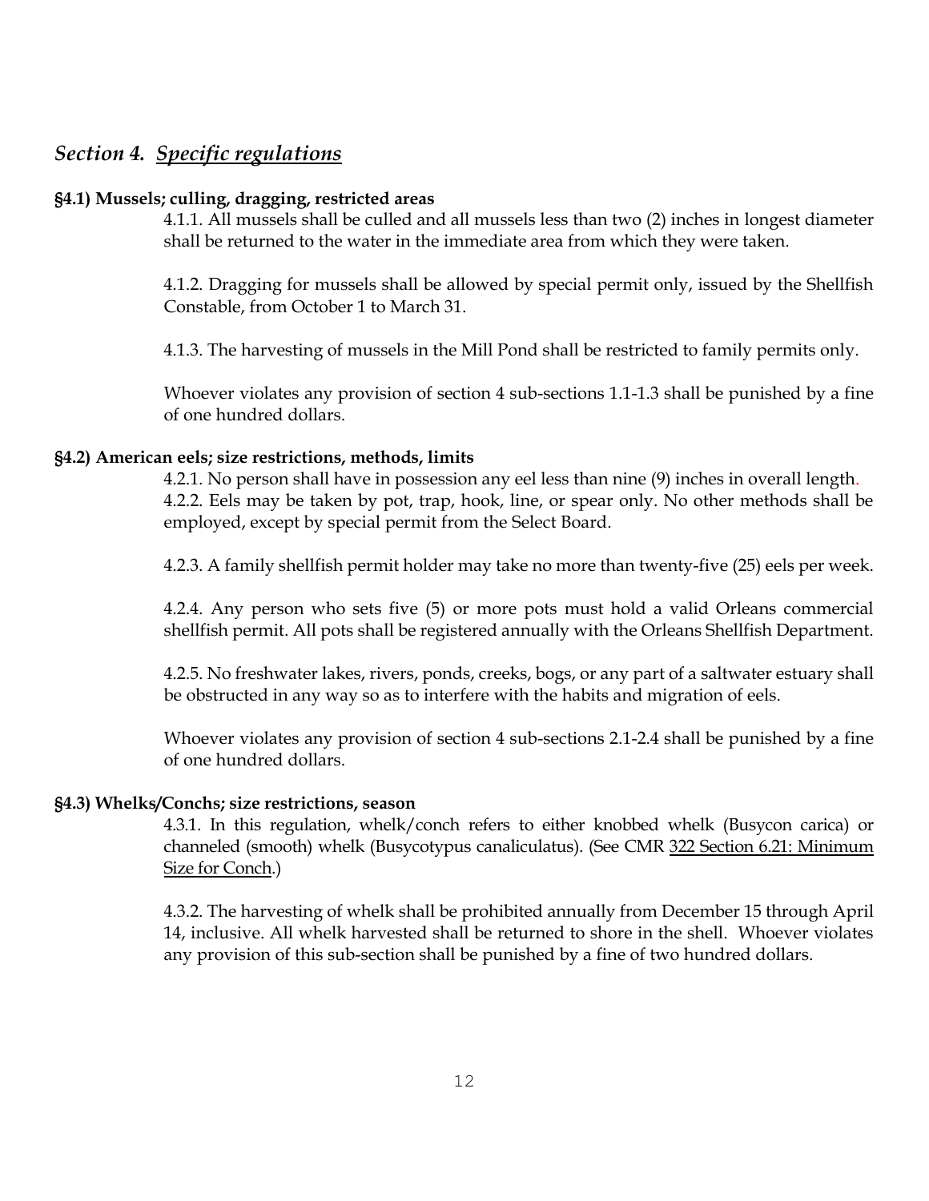## *Section 4. Specific regulations*

**§4.1) Mussels; culling, dragging, restricted areas**

4.1.1. All mussels shall be culled and all mussels less than two (2) inches in longest diameter shall be returned to the water in the immediate area from which they were taken.

4.1.2. Dragging for mussels shall be allowed by special permit only, issued by the Shellfish Constable, from October 1 to March 31.

4.1.3. The harvesting of mussels in the Mill Pond shall be restricted to family permits only.

Whoever violates any provision of section 4 sub-sections 1.1-1.3 shall be punished by a fine of one hundred dollars.

**§4.2) American eels; size restrictions, methods, limits**

4.2.1. No person shall have in possession any eel less than nine (9) inches in overall length.
4.2.2. Eels may be taken by pot, trap, hook, line, or spear only. No other methods shall be employed, except by special permit from the Select Board.

4.2.3. A family shellfish permit holder may take no more than twenty-five (25) eels per week.

4.2.4. Any person who sets five (5) or more pots must hold a valid Orleans commercial shellfish permit. All pots shall be registered annually with the Orleans Shellfish Department.

4.2.5. No freshwater lakes, rivers, ponds, creeks, bogs, or any part of a saltwater estuary shall be obstructed in any way so as to interfere with the habits and migration of eels.

Whoever violates any provision of section 4 sub-sections 2.1-2.4 shall be punished by a fine of one hundred dollars.

**§4.3) Whelks/Conchs; size restrictions, season**

4.3.1. In this regulation, whelk/conch refers to either knobbed whelk (Busycon carica) or channeled (smooth) whelk (Busycotypus canaliculatus). (See CMR 322 Section 6.21: Minimum Size for Conch.)

4.3.2. The harvesting of whelk shall be prohibited annually from December 15 through April 14, inclusive. All whelk harvested shall be returned to shore in the shell. Whoever violates any provision of this sub-section shall be punished by a fine of two hundred dollars.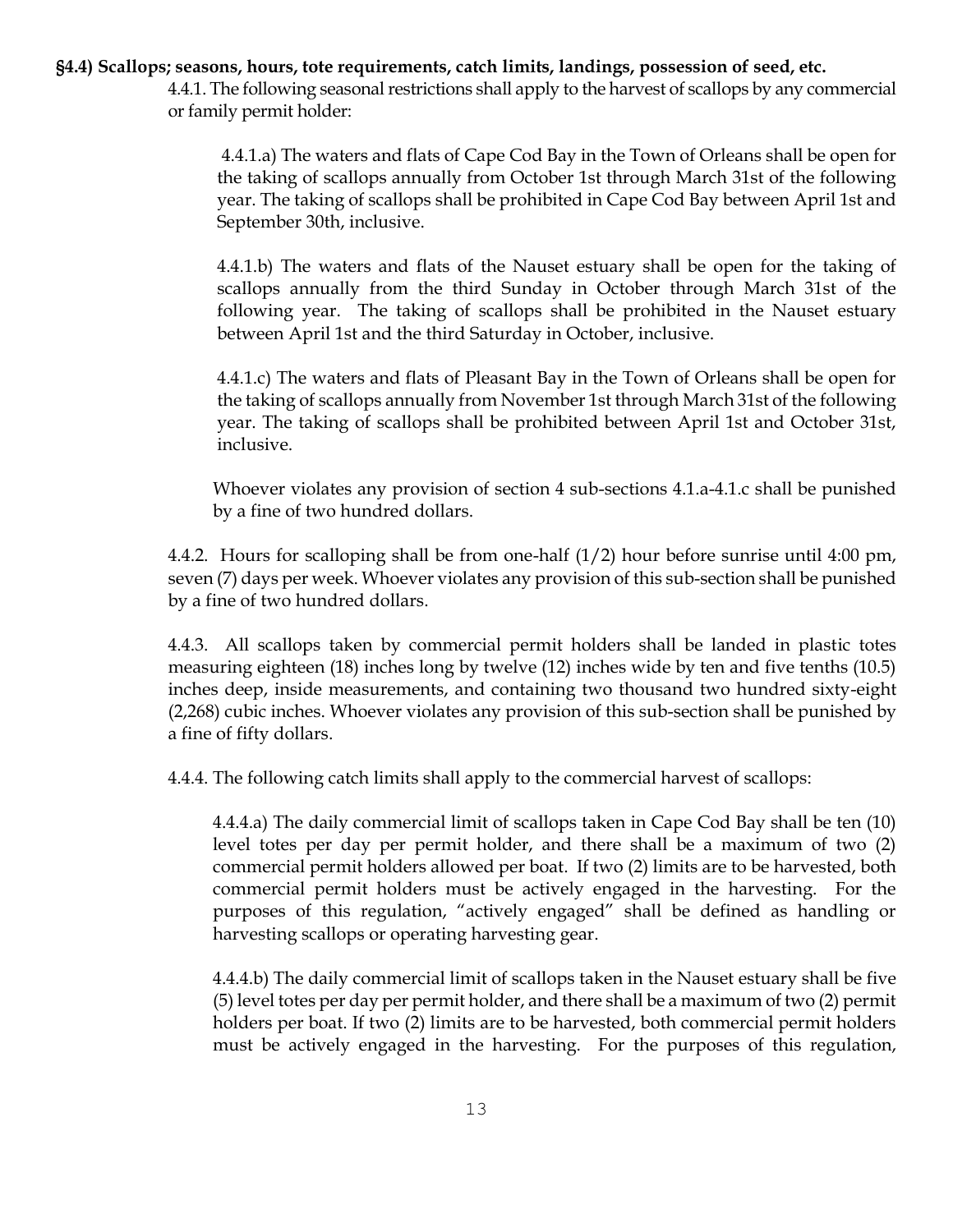**§4.4) Scallops; seasons, hours, tote requirements, catch limits, landings, possession of seed, etc.**

4.4.1. The following seasonal restrictions shall apply to the harvest of scallops by any commercial or family permit holder:

4.4.1.a) The waters and flats of Cape Cod Bay in the Town of Orleans shall be open for the taking of scallops annually from October 1st through March 31st of the following year. The taking of scallops shall be prohibited in Cape Cod Bay between April 1st and September 30th, inclusive.

4.4.1.b) The waters and flats of the Nauset estuary shall be open for the taking of scallops annually from the third Sunday in October through March 31st of the following year. The taking of scallops shall be prohibited in the Nauset estuary between April 1st and the third Saturday in October, inclusive.

4.4.1.c) The waters and flats of Pleasant Bay in the Town of Orleans shall be open for the taking of scallops annually from November 1st through March 31st of the following year. The taking of scallops shall be prohibited between April 1st and October 31st, inclusive.

Whoever violates any provision of section 4 sub-sections 4.1.a-4.1.c shall be punished by a fine of two hundred dollars.

4.4.2. Hours for scalloping shall be from one-half (1/2) hour before sunrise until 4:00 pm, seven (7) days per week. Whoever violates any provision of this sub-section shall be punished by a fine of two hundred dollars.

4.4.3. All scallops taken by commercial permit holders shall be landed in plastic totes measuring eighteen (18) inches long by twelve (12) inches wide by ten and five tenths (10.5) inches deep, inside measurements, and containing two thousand two hundred sixty-eight (2,268) cubic inches. Whoever violates any provision of this sub-section shall be punished by a fine of fifty dollars.

4.4.4. The following catch limits shall apply to the commercial harvest of scallops:

4.4.4.a) The daily commercial limit of scallops taken in Cape Cod Bay shall be ten (10) level totes per day per permit holder, and there shall be a maximum of two (2) commercial permit holders allowed per boat. If two (2) limits are to be harvested, both commercial permit holders must be actively engaged in the harvesting. For the purposes of this regulation, "actively engaged" shall be defined as handling or harvesting scallops or operating harvesting gear.

4.4.4.b) The daily commercial limit of scallops taken in the Nauset estuary shall be five (5) level totes per day per permit holder, and there shall be a maximum of two (2) permit holders per boat. If two (2) limits are to be harvested, both commercial permit holders must be actively engaged in the harvesting. For the purposes of this regulation,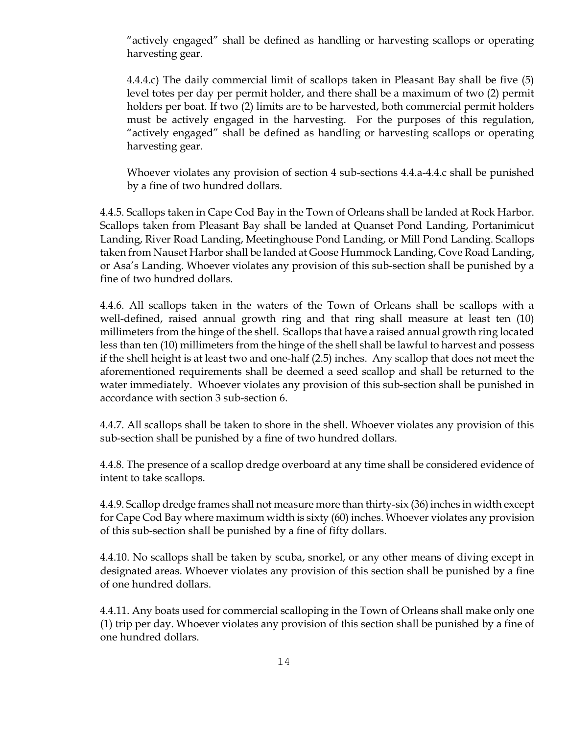"actively engaged" shall be defined as handling or harvesting scallops or operating harvesting gear.

4.4.4.c) The daily commercial limit of scallops taken in Pleasant Bay shall be five (5) level totes per day per permit holder, and there shall be a maximum of two (2) permit holders per boat. If two (2) limits are to be harvested, both commercial permit holders must be actively engaged in the harvesting. For the purposes of this regulation, "actively engaged" shall be defined as handling or harvesting scallops or operating harvesting gear.

Whoever violates any provision of section 4 sub-sections 4.4.a-4.4.c shall be punished by a fine of two hundred dollars.

4.4.5. Scallops taken in Cape Cod Bay in the Town of Orleans shall be landed at Rock Harbor. Scallops taken from Pleasant Bay shall be landed at Quanset Pond Landing, Portanimicut Landing, River Road Landing, Meetinghouse Pond Landing, or Mill Pond Landing. Scallops taken from Nauset Harbor shall be landed at Goose Hummock Landing, Cove Road Landing, or Asa's Landing. Whoever violates any provision of this sub-section shall be punished by a fine of two hundred dollars.

4.4.6. All scallops taken in the waters of the Town of Orleans shall be scallops with a well-defined, raised annual growth ring and that ring shall measure at least ten (10) millimeters from the hinge of the shell. Scallops that have a raised annual growth ring located less than ten (10) millimeters from the hinge of the shell shall be lawful to harvest and possess if the shell height is at least two and one-half (2.5) inches. Any scallop that does not meet the aforementioned requirements shall be deemed a seed scallop and shall be returned to the water immediately. Whoever violates any provision of this sub-section shall be punished in accordance with section 3 sub-section 6.

4.4.7. All scallops shall be taken to shore in the shell. Whoever violates any provision of this sub-section shall be punished by a fine of two hundred dollars.

4.4.8. The presence of a scallop dredge overboard at any time shall be considered evidence of intent to take scallops.

4.4.9. Scallop dredge frames shall not measure more than thirty-six (36) inches in width except for Cape Cod Bay where maximum width is sixty (60) inches. Whoever violates any provision of this sub-section shall be punished by a fine of fifty dollars.

4.4.10. No scallops shall be taken by scuba, snorkel, or any other means of diving except in designated areas. Whoever violates any provision of this section shall be punished by a fine of one hundred dollars.

4.4.11. Any boats used for commercial scalloping in the Town of Orleans shall make only one (1) trip per day. Whoever violates any provision of this section shall be punished by a fine of one hundred dollars.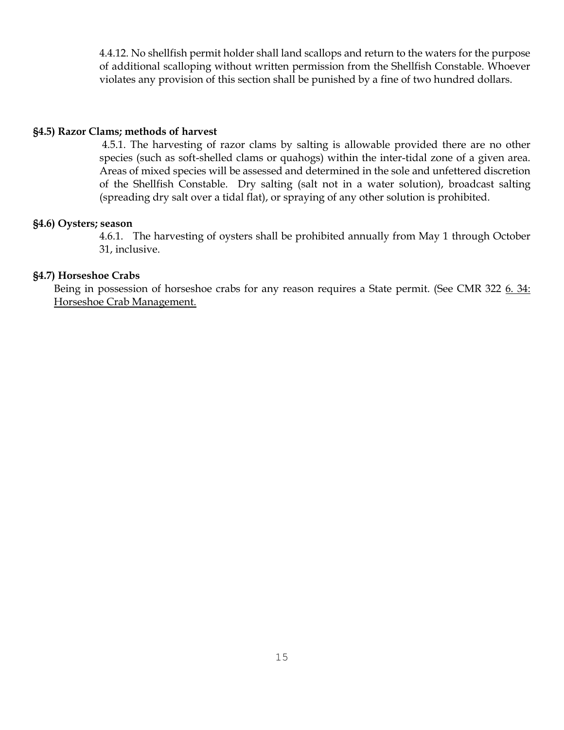4.4.12. No shellfish permit holder shall land scallops and return to the waters for the purpose of additional scalloping without written permission from the Shellfish Constable. Whoever violates any provision of this section shall be punished by a fine of two hundred dollars.

**§4.5) Razor Clams; methods of harvest**

4.5.1. The harvesting of razor clams by salting is allowable provided there are no other species (such as soft-shelled clams or quahogs) within the inter-tidal zone of a given area. Areas of mixed species will be assessed and determined in the sole and unfettered discretion of the Shellfish Constable. Dry salting (salt not in a water solution), broadcast salting (spreading dry salt over a tidal flat), or spraying of any other solution is prohibited.

**§4.6) Oysters; season**

4.6.1. The harvesting of oysters shall be prohibited annually from May 1 through October 31, inclusive.

**§4.7) Horseshoe Crabs**

Being in possession of horseshoe crabs for any reason requires a State permit. (See CMR 322 6. 34: Horseshoe Crab Management.